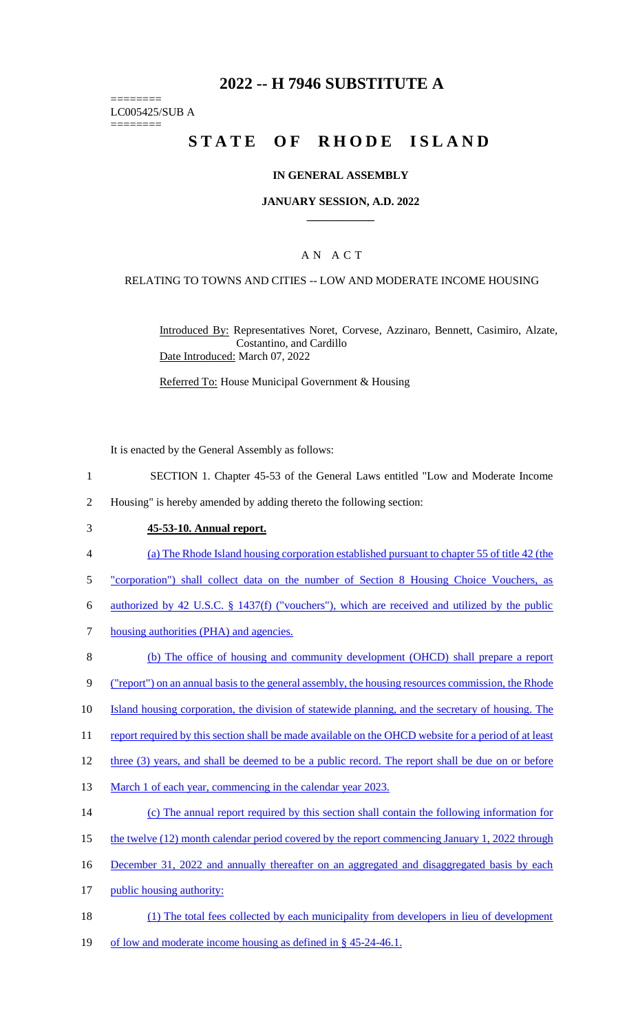# 2022 -- H 7946 SUBSTITUTE A

========
LC005425/SUB A
========

# STATE OF RHODE ISLAND

### IN GENERAL ASSEMBLY

### JANUARY SESSION, A.D. 2022

## A N A C T

RELATING TO TOWNS AND CITIES -- LOW AND MODERATE INCOME HOUSING

Introduced By: Representatives Noret, Corvese, Azzinaro, Bennett, Casimiro, Alzate, Costantino, and Cardillo
Date Introduced: March 07, 2022

Referred To: House Municipal Government & Housing

It is enacted by the General Assembly as follows:

1 SECTION 1. Chapter 45-53 of the General Laws entitled "Low and Moderate Income
2 Housing" is hereby amended by adding thereto the following section:

3 **45-53-10. Annual report.**

4 (a) The Rhode Island housing corporation established pursuant to chapter 55 of title 42 (the
5 "corporation") shall collect data on the number of Section 8 Housing Choice Vouchers, as
6 authorized by 42 U.S.C. § 1437(f) ("vouchers"), which are received and utilized by the public
7 housing authorities (PHA) and agencies.

8 (b) The office of housing and community development (OHCD) shall prepare a report
9 ("report") on an annual basis to the general assembly, the housing resources commission, the Rhode
10 Island housing corporation, the division of statewide planning, and the secretary of housing. The
11 report required by this section shall be made available on the OHCD website for a period of at least
12 three (3) years, and shall be deemed to be a public record. The report shall be due on or before
13 March 1 of each year, commencing in the calendar year 2023.

14 (c) The annual report required by this section shall contain the following information for
15 the twelve (12) month calendar period covered by the report commencing January 1, 2022 through
16 December 31, 2022 and annually thereafter on an aggregated and disaggregated basis by each
17 public housing authority:

18 (1) The total fees collected by each municipality from developers in lieu of development
19 of low and moderate income housing as defined in § 45-24-46.1.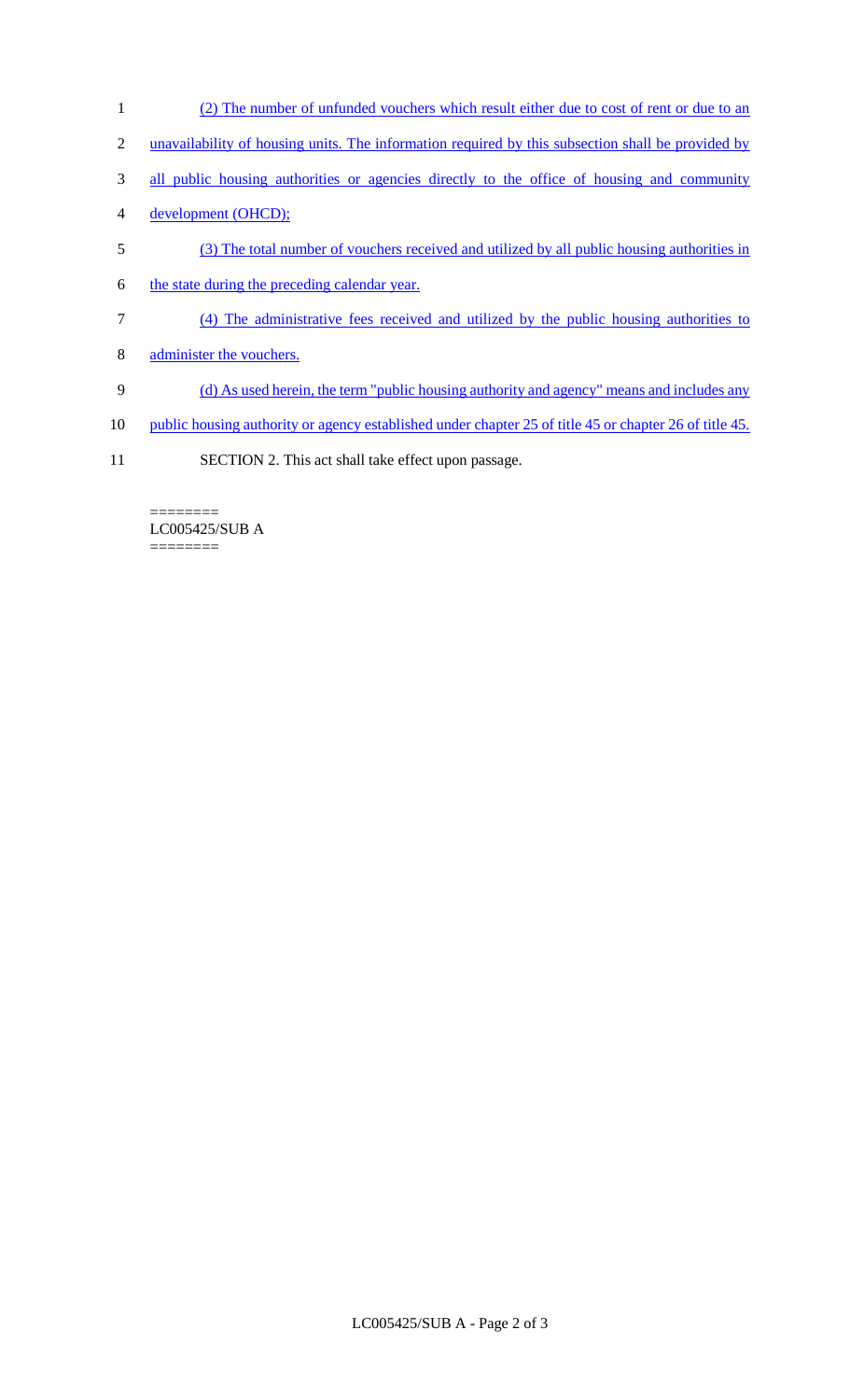(2) The number of unfunded vouchers which result either due to cost of rent or due to an unavailability of housing units. The information required by this subsection shall be provided by all public housing authorities or agencies directly to the office of housing and community development (OHCD);

(3) The total number of vouchers received and utilized by all public housing authorities in the state during the preceding calendar year.

(4) The administrative fees received and utilized by the public housing authorities to administer the vouchers.

(d) As used herein, the term "public housing authority and agency" means and includes any public housing authority or agency established under chapter 25 of title 45 or chapter 26 of title 45.

SECTION 2. This act shall take effect upon passage.

========
LC005425/SUB A
========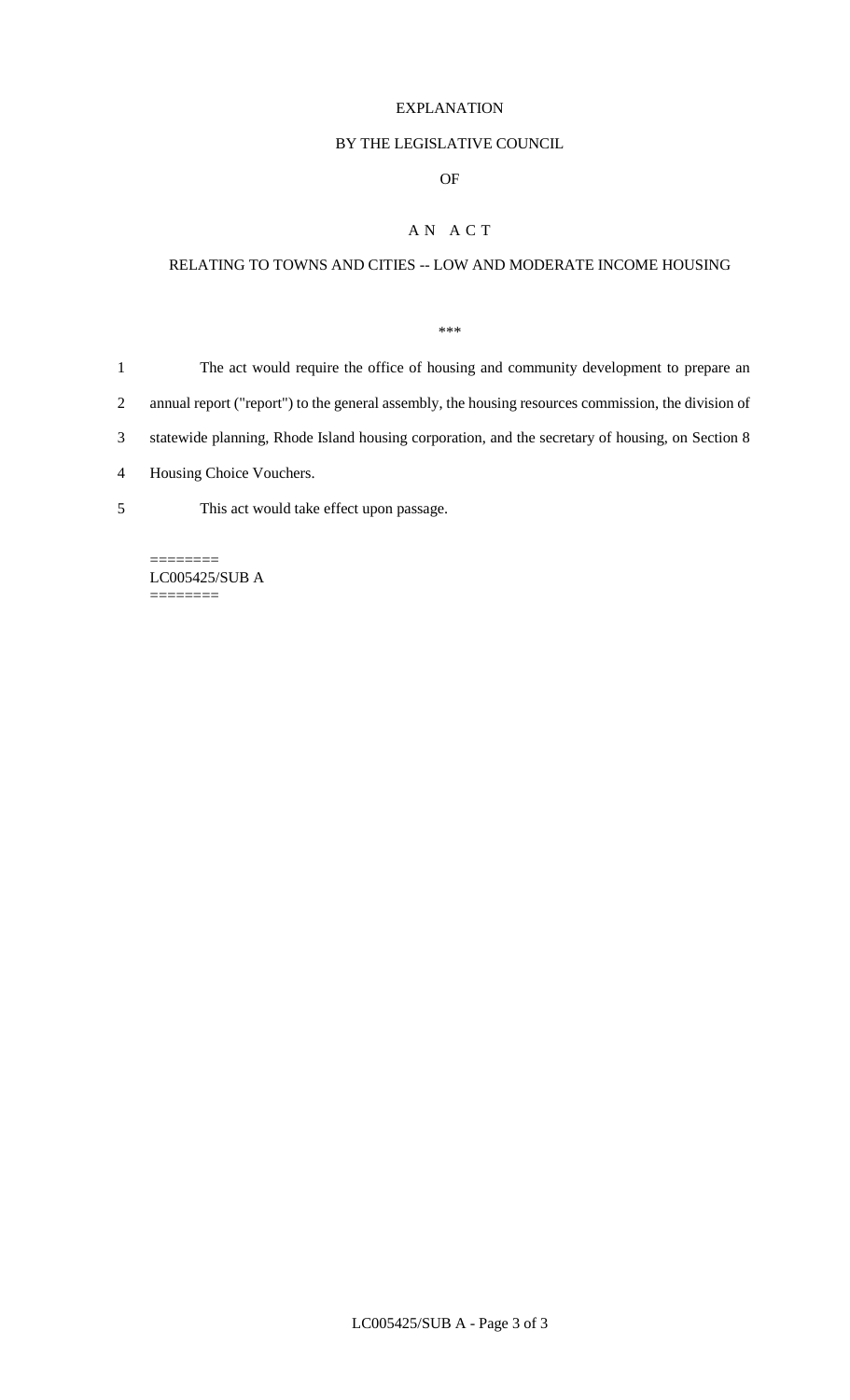EXPLANATION

BY THE LEGISLATIVE COUNCIL

OF

A N A C T

RELATING TO TOWNS AND CITIES -- LOW AND MODERATE INCOME HOUSING

\*\*\*

1 The act would require the office of housing and community development to prepare an
2 annual report ("report") to the general assembly, the housing resources commission, the division of
3 statewide planning, Rhode Island housing corporation, and the secretary of housing, on Section 8
4 Housing Choice Vouchers.

5 This act would take effect upon passage.

========
LC005425/SUB A
========